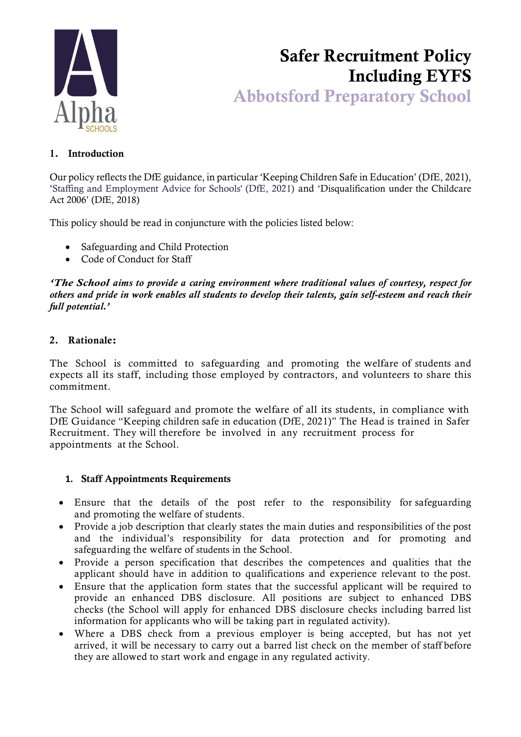# Safer Recruitment Policy Including EYFS

## Abbotsford Preparatory School

### 1. Introduction

Our policy reflects the DfE guidance, in particular 'Keeping Children Safe in Education' (DfE, 2021), 'Staffing and Employment Advice for Schools' (DfE, 2021) and 'Disqualification under the Childcare Act 2006' (DfE, 2018)

This policy should be read in conjuncture with the policies listed below:

- Safeguarding and Child Protection
- Code of Conduct for Staff

***'The School aims to provide a caring environment where traditional values of courtesy, respect for others and pride in work enables all students to develop their talents, gain self-esteem and reach their full potential.'***

### 2. Rationale:

The School is committed to safeguarding and promoting the welfare of students and expects all its staff, including those employed by contractors, and volunteers to share this commitment.

The School will safeguard and promote the welfare of all its students, in compliance with DfE Guidance "Keeping children safe in education (DfE, 2021)" The Head is trained in Safer Recruitment. They will therefore be involved in any recruitment process for appointments at the School.

#### 1. Staff Appointments Requirements

- Ensure that the details of the post refer to the responsibility for safeguarding and promoting the welfare of students.
- Provide a job description that clearly states the main duties and responsibilities of the post and the individual's responsibility for data protection and for promoting and safeguarding the welfare of students in the School.
- Provide a person specification that describes the competences and qualities that the applicant should have in addition to qualifications and experience relevant to the post.
- Ensure that the application form states that the successful applicant will be required to provide an enhanced DBS disclosure. All positions are subject to enhanced DBS checks (the School will apply for enhanced DBS disclosure checks including barred list information for applicants who will be taking part in regulated activity).
- Where a DBS check from a previous employer is being accepted, but has not yet arrived, it will be necessary to carry out a barred list check on the member of staff before they are allowed to start work and engage in any regulated activity.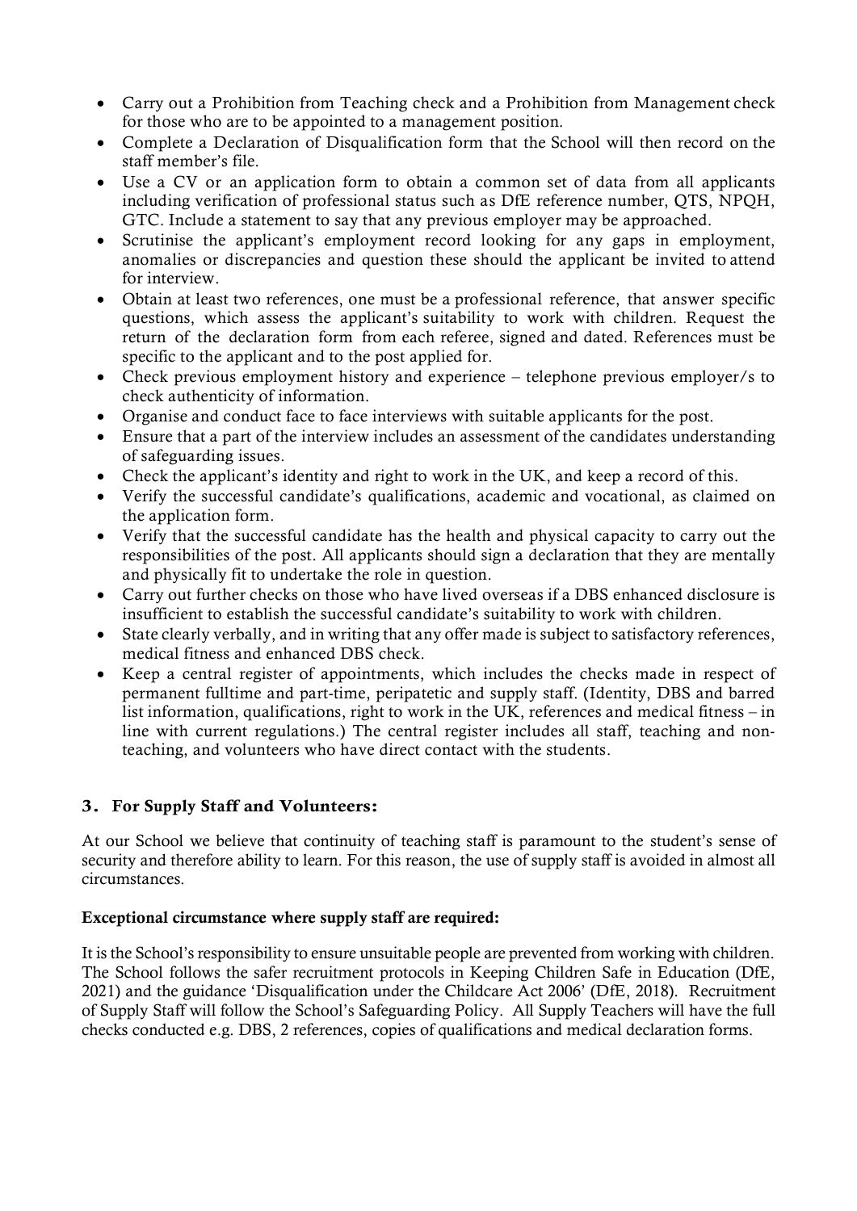- Carry out a Prohibition from Teaching check and a Prohibition from Management check for those who are to be appointed to a management position.
- Complete a Declaration of Disqualification form that the School will then record on the staff member's file.
- Use a CV or an application form to obtain a common set of data from all applicants including verification of professional status such as DfE reference number, QTS, NPQH, GTC. Include a statement to say that any previous employer may be approached.
- Scrutinise the applicant's employment record looking for any gaps in employment, anomalies or discrepancies and question these should the applicant be invited to attend for interview.
- Obtain at least two references, one must be a professional reference, that answer specific questions, which assess the applicant's suitability to work with children. Request the return of the declaration form from each referee, signed and dated. References must be specific to the applicant and to the post applied for.
- Check previous employment history and experience – telephone previous employer/s to check authenticity of information.
- Organise and conduct face to face interviews with suitable applicants for the post.
- Ensure that a part of the interview includes an assessment of the candidates understanding of safeguarding issues.
- Check the applicant's identity and right to work in the UK, and keep a record of this.
- Verify the successful candidate's qualifications, academic and vocational, as claimed on the application form.
- Verify that the successful candidate has the health and physical capacity to carry out the responsibilities of the post. All applicants should sign a declaration that they are mentally and physically fit to undertake the role in question.
- Carry out further checks on those who have lived overseas if a DBS enhanced disclosure is insufficient to establish the successful candidate's suitability to work with children.
- State clearly verbally, and in writing that any offer made is subject to satisfactory references, medical fitness and enhanced DBS check.
- Keep a central register of appointments, which includes the checks made in respect of permanent fulltime and part-time, peripatetic and supply staff. (Identity, DBS and barred list information, qualifications, right to work in the UK, references and medical fitness – in line with current regulations.) The central register includes all staff, teaching and non-teaching, and volunteers who have direct contact with the students.

## 3. For Supply Staff and Volunteers:

At our School we believe that continuity of teaching staff is paramount to the student's sense of security and therefore ability to learn. For this reason, the use of supply staff is avoided in almost all circumstances.

**Exceptional circumstance where supply staff are required:**

It is the School's responsibility to ensure unsuitable people are prevented from working with children. The School follows the safer recruitment protocols in Keeping Children Safe in Education (DfE, 2021) and the guidance 'Disqualification under the Childcare Act 2006' (DfE, 2018). Recruitment of Supply Staff will follow the School's Safeguarding Policy. All Supply Teachers will have the full checks conducted e.g. DBS, 2 references, copies of qualifications and medical declaration forms.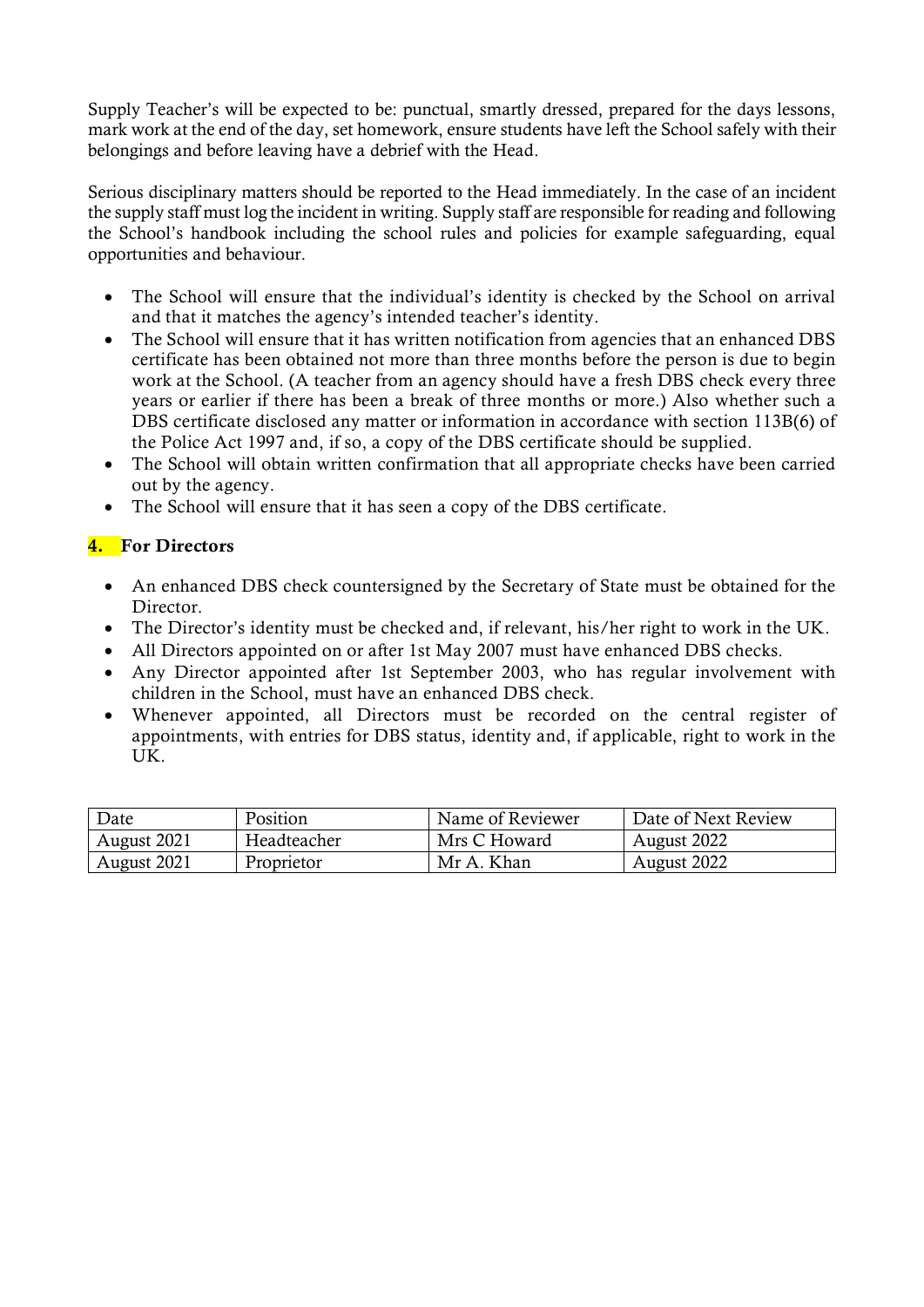Supply Teacher's will be expected to be: punctual, smartly dressed, prepared for the days lessons, mark work at the end of the day, set homework, ensure students have left the School safely with their belongings and before leaving have a debrief with the Head.

Serious disciplinary matters should be reported to the Head immediately. In the case of an incident the supply staff must log the incident in writing. Supply staff are responsible for reading and following the School's handbook including the school rules and policies for example safeguarding, equal opportunities and behaviour.

- The School will ensure that the individual's identity is checked by the School on arrival and that it matches the agency's intended teacher's identity.
- The School will ensure that it has written notification from agencies that an enhanced DBS certificate has been obtained not more than three months before the person is due to begin work at the School. (A teacher from an agency should have a fresh DBS check every three years or earlier if there has been a break of three months or more.) Also whether such a DBS certificate disclosed any matter or information in accordance with section 113B(6) of the Police Act 1997 and, if so, a copy of the DBS certificate should be supplied.
- The School will obtain written confirmation that all appropriate checks have been carried out by the agency.
- The School will ensure that it has seen a copy of the DBS certificate.

### 4. For Directors

- An enhanced DBS check countersigned by the Secretary of State must be obtained for the Director.
- The Director's identity must be checked and, if relevant, his/her right to work in the UK.
- All Directors appointed on or after 1st May 2007 must have enhanced DBS checks.
- Any Director appointed after 1st September 2003, who has regular involvement with children in the School, must have an enhanced DBS check.
- Whenever appointed, all Directors must be recorded on the central register of appointments, with entries for DBS status, identity and, if applicable, right to work in the UK.

| Date | Position | Name of Reviewer | Date of Next Review |
|---|---|---|---|
| August 2021 | Headteacher | Mrs C Howard | August 2022 |
| August 2021 | Proprietor | Mr A. Khan | August 2022 |